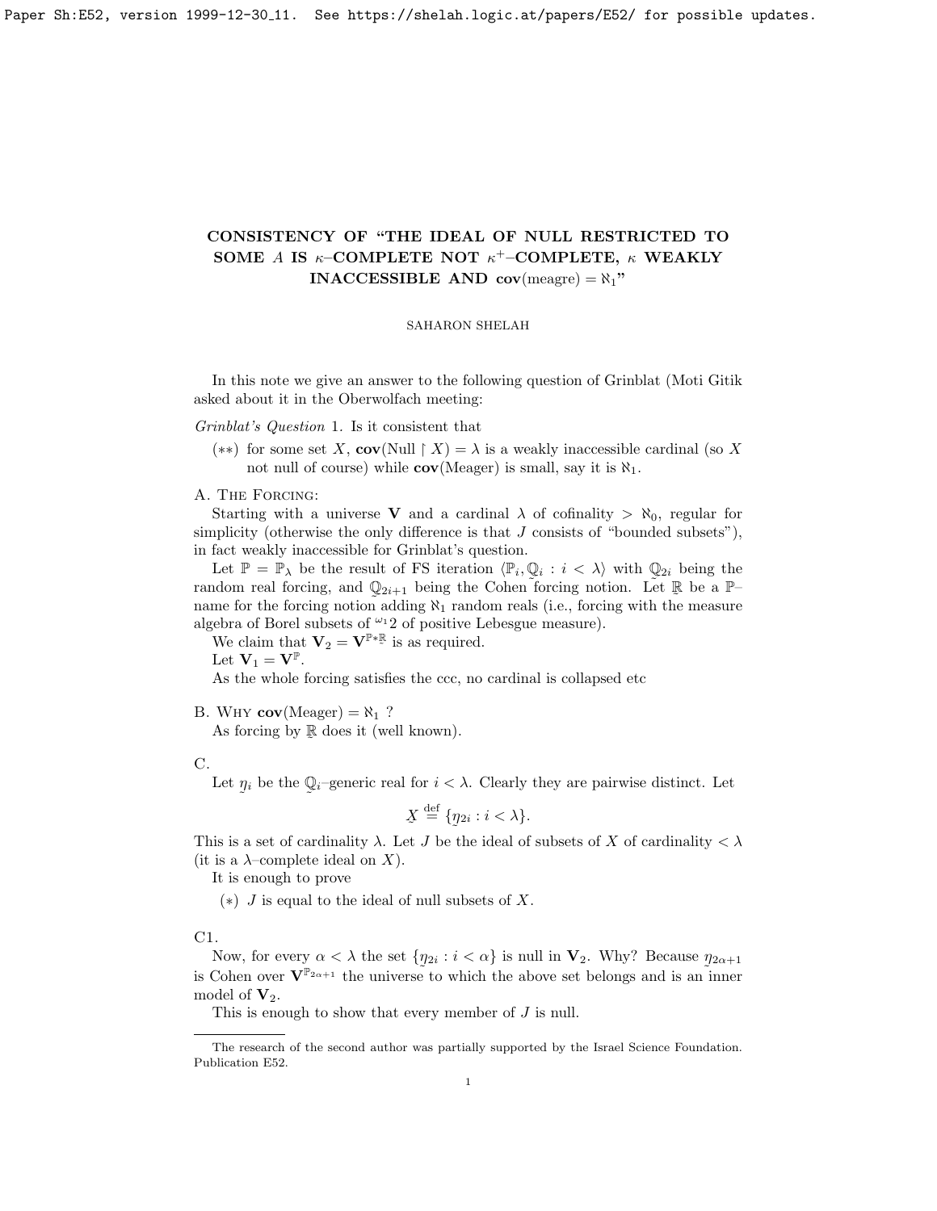# CONSISTENCY OF "THE IDEAL OF NULL RESTRICTED TO SOME $A$ IS $\kappa$–COMPLETE NOT $\kappa^+$–COMPLETE, $\kappa$ WEAKLY INACCESSIBLE AND $\mathbf{cov}(\text{meagre}) = \aleph_1$"

SAHARON SHELAH

In this note we give an answer to the following question of Grinblat (Moti Gitik asked about it in the Oberwolfach meeting:

*Grinblat's Question* 1. Is it consistent that

- $(**)$ for some set $X$, $\mathbf{cov}(\text{Null} \restriction X) = \lambda$ is a weakly inaccessible cardinal (so $X$ not null of course) while $\mathbf{cov}(\text{Meager})$ is small, say it is $\aleph_1$.

A. The Forcing:

Starting with a universe $\mathbf{V}$ and a cardinal $\lambda$ of cofinality $> \aleph_0$, regular for simplicity (otherwise the only difference is that $J$ consists of "bounded subsets"), in fact weakly inaccessible for Grinblat's question.

Let $\mathbb{P} = \mathbb{P}_\lambda$ be the result of FS iteration $\langle \mathbb{P}_i, \underset{\sim}{\mathbb{Q}}_i : i < \lambda \rangle$ with $\underset{\sim}{\mathbb{Q}}_{2i}$ being the random real forcing, and $\underset{\sim}{\mathbb{Q}}_{2i+1}$ being the Cohen forcing notion. Let $\underset{\sim}{\mathbb{R}}$ be a $\mathbb{P}$–name for the forcing notion adding $\aleph_1$ random reals (i.e., forcing with the measure algebra of Borel subsets of ${}^{\omega_1}2$ of positive Lebesgue measure).

We claim that $\mathbf{V}_2 = \mathbf{V}^{\mathbb{P} * \underset{\sim}{\mathbb{R}}}$ is as required.

Let $\mathbf{V}_1 = \mathbf{V}^{\mathbb{P}}$.

As the whole forcing satisfies the ccc, no cardinal is collapsed etc

B. Why $\mathbf{cov}(\text{Meager}) = \aleph_1$ ?

As forcing by $\underset{\sim}{\mathbb{R}}$ does it (well known).

C.

Let $\underset{\sim}{\eta}_i$ be the $\underset{\sim}{\mathbb{Q}}_i$–generic real for $i < \lambda$. Clearly they are pairwise distinct. Let

$$\underset{\sim}{X} \stackrel{\text{def}}{=} \{\underset{\sim}{\eta}_{2i} : i < \lambda\}.$$

This is a set of cardinality $\lambda$. Let $J$ be the ideal of subsets of $X$ of cardinality $< \lambda$ (it is a $\lambda$–complete ideal on $X$).

It is enough to prove

- $(*)$ $J$ is equal to the ideal of null subsets of $X$.

C1.

Now, for every $\alpha < \lambda$ the set $\{\underset{\sim}{\eta}_{2i} : i < \alpha\}$ is null in $\mathbf{V}_2$. Why? Because $\underset{\sim}{\eta}_{2\alpha+1}$ is Cohen over $\mathbf{V}^{\mathbb{P}_{2\alpha+1}}$ the universe to which the above set belongs and is an inner model of $\mathbf{V}_2$.

This is enough to show that every member of $J$ is null.

The research of the second author was partially supported by the Israel Science Foundation. Publication E52.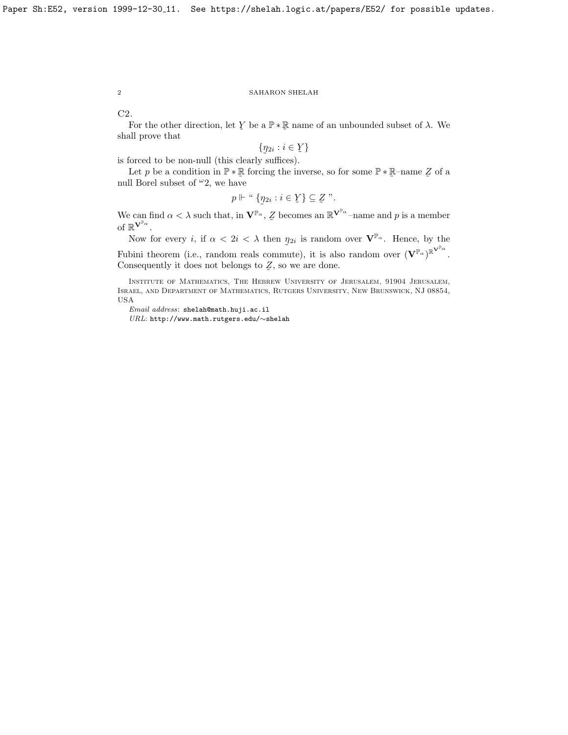C2.

For the other direction, let $\underset{\sim}{Y}$ be a $\mathbb{P} * \mathbb{R}$ name of an unbounded subset of $\lambda$. We shall prove that

$$\{\underset{\sim}{\eta}_{2i} : i \in \underset{\sim}{Y}\}$$

is forced to be non-null (this clearly suffices).

Let $p$ be a condition in $\mathbb{P} * \underset{\sim}{\mathbb{R}}$ forcing the inverse, so for some $\mathbb{P} * \underset{\sim}{\mathbb{R}}$–name $\underset{\sim}{Z}$ of a null Borel subset of ${}^{\omega}2$, we have

$$p \Vdash \text{“ } \{\underset{\sim}{\eta}_{2i} : i \in \underset{\sim}{Y}\} \subseteq \underset{\sim}{Z} \text{ ”}.$$

We can find $\alpha < \lambda$ such that, in $\mathbf{V}^{\mathbb{P}_\alpha}$, $\underset{\sim}{Z}$ becomes an $\mathbb{R}^{\mathbf{V}^{\mathbb{P}_\alpha}}$–name and $p$ is a member of $\mathbb{R}^{\mathbf{V}^{\mathbb{P}_\alpha}}$.

Now for every $i$, if $\alpha < 2i < \lambda$ then $\underset{\sim}{\eta}_{2i}$ is random over $\mathbf{V}^{\mathbb{P}_\alpha}$. Hence, by the Fubini theorem (i.e., random reals commute), it is also random over $(\mathbf{V}^{\mathbb{P}_\alpha})^{\mathbb{R}^{\mathbf{V}^{\mathbb{P}_\alpha}}}$. Consequently it does not belongs to $\underset{\sim}{Z}$, so we are done.

Institute of Mathematics, The Hebrew University of Jerusalem, 91904 Jerusalem, Israel, and Department of Mathematics, Rutgers University, New Brunswick, NJ 08854, USA

*Email address*: shelah@math.huji.ac.il

*URL*: http://www.math.rutgers.edu/~shelah